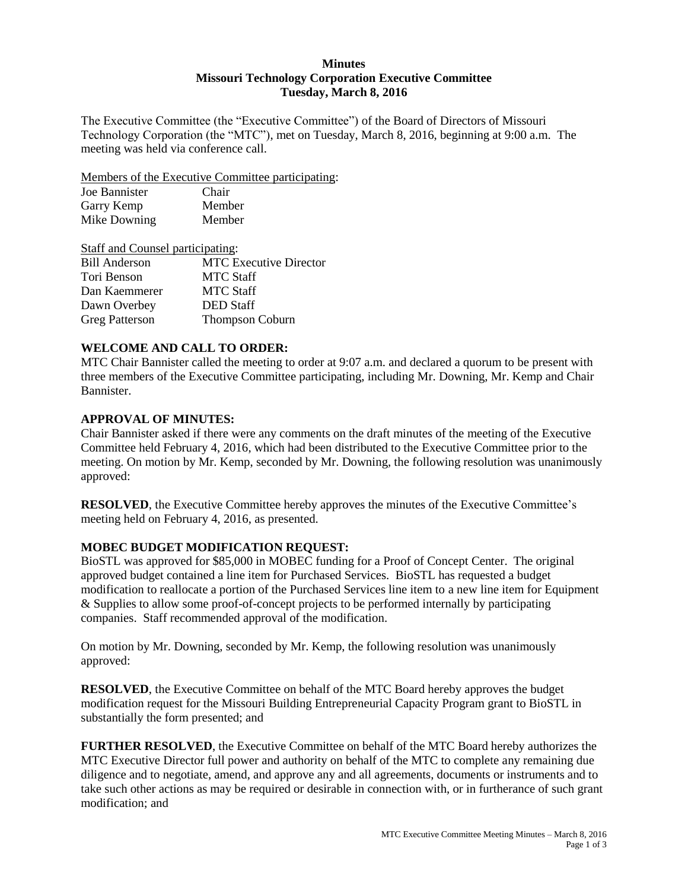**Minutes**
**Missouri Technology Corporation Executive Committee**
**Tuesday, March 8, 2016**

The Executive Committee (the "Executive Committee") of the Board of Directors of Missouri Technology Corporation (the "MTC"), met on Tuesday, March 8, 2016, beginning at 9:00 a.m. The meeting was held via conference call.

<u>Members of the Executive Committee participating</u>:

| | |
|---|---|
| Joe Bannister | Chair |
| Garry Kemp | Member |
| Mike Downing | Member |

<u>Staff and Counsel participating</u>:

| | |
|---|---|
| Bill Anderson | MTC Executive Director |
| Tori Benson | MTC Staff |
| Dan Kaemmerer | MTC Staff |
| Dawn Overbey | DED Staff |
| Greg Patterson | Thompson Coburn |

## WELCOME AND CALL TO ORDER:

MTC Chair Bannister called the meeting to order at 9:07 a.m. and declared a quorum to be present with three members of the Executive Committee participating, including Mr. Downing, Mr. Kemp and Chair Bannister.

## APPROVAL OF MINUTES:

Chair Bannister asked if there were any comments on the draft minutes of the meeting of the Executive Committee held February 4, 2016, which had been distributed to the Executive Committee prior to the meeting. On motion by Mr. Kemp, seconded by Mr. Downing, the following resolution was unanimously approved:

**RESOLVED**, the Executive Committee hereby approves the minutes of the Executive Committee's meeting held on February 4, 2016, as presented.

## MOBEC BUDGET MODIFICATION REQUEST:

BioSTL was approved for $85,000 in MOBEC funding for a Proof of Concept Center. The original approved budget contained a line item for Purchased Services. BioSTL has requested a budget modification to reallocate a portion of the Purchased Services line item to a new line item for Equipment & Supplies to allow some proof-of-concept projects to be performed internally by participating companies. Staff recommended approval of the modification.

On motion by Mr. Downing, seconded by Mr. Kemp, the following resolution was unanimously approved:

**RESOLVED**, the Executive Committee on behalf of the MTC Board hereby approves the budget modification request for the Missouri Building Entrepreneurial Capacity Program grant to BioSTL in substantially the form presented; and

**FURTHER RESOLVED**, the Executive Committee on behalf of the MTC Board hereby authorizes the MTC Executive Director full power and authority on behalf of the MTC to complete any remaining due diligence and to negotiate, amend, and approve any and all agreements, documents or instruments and to take such other actions as may be required or desirable in connection with, or in furtherance of such grant modification; and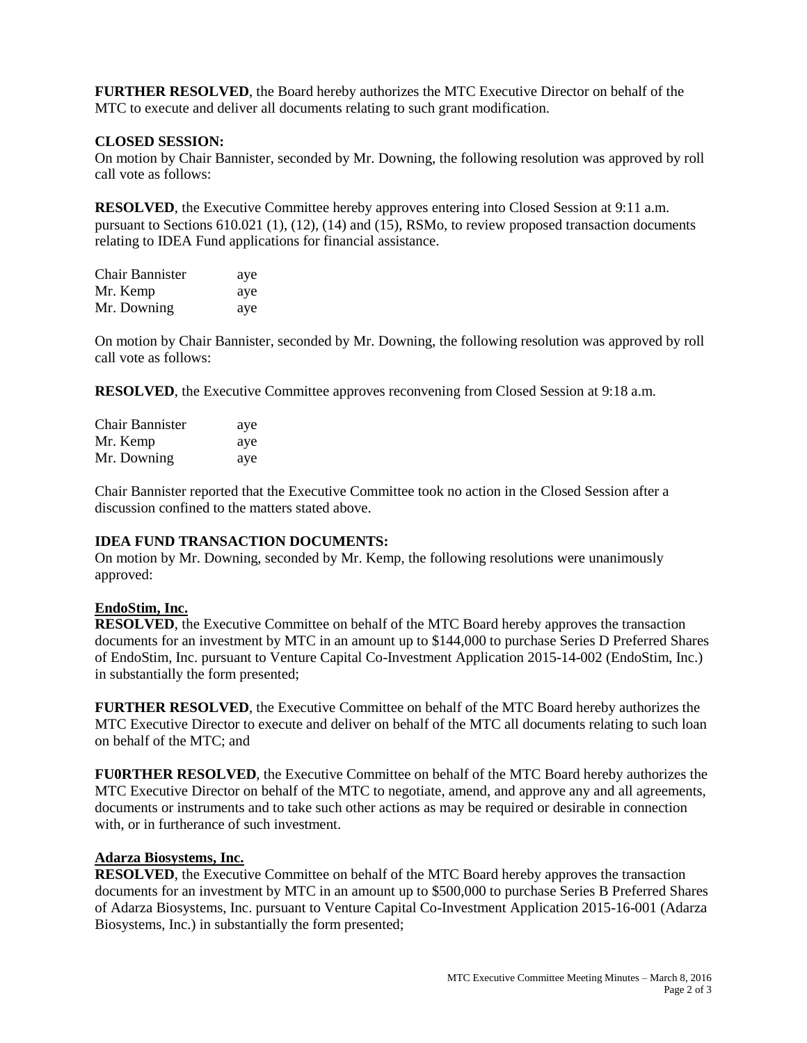**FURTHER RESOLVED**, the Board hereby authorizes the MTC Executive Director on behalf of the MTC to execute and deliver all documents relating to such grant modification.

**CLOSED SESSION:**
On motion by Chair Bannister, seconded by Mr. Downing, the following resolution was approved by roll call vote as follows:

**RESOLVED**, the Executive Committee hereby approves entering into Closed Session at 9:11 a.m. pursuant to Sections 610.021 (1), (12), (14) and (15), RSMo, to review proposed transaction documents relating to IDEA Fund applications for financial assistance.

| | |
|---|---|
| Chair Bannister | aye |
| Mr. Kemp | aye |
| Mr. Downing | aye |

On motion by Chair Bannister, seconded by Mr. Downing, the following resolution was approved by roll call vote as follows:

**RESOLVED**, the Executive Committee approves reconvening from Closed Session at 9:18 a.m.

| | |
|---|---|
| Chair Bannister | aye |
| Mr. Kemp | aye |
| Mr. Downing | aye |

Chair Bannister reported that the Executive Committee took no action in the Closed Session after a discussion confined to the matters stated above.

**IDEA FUND TRANSACTION DOCUMENTS:**
On motion by Mr. Downing, seconded by Mr. Kemp, the following resolutions were unanimously approved:

**EndoStim, Inc.**
**RESOLVED**, the Executive Committee on behalf of the MTC Board hereby approves the transaction documents for an investment by MTC in an amount up to $144,000 to purchase Series D Preferred Shares of EndoStim, Inc. pursuant to Venture Capital Co-Investment Application 2015-14-002 (EndoStim, Inc.) in substantially the form presented;

**FURTHER RESOLVED**, the Executive Committee on behalf of the MTC Board hereby authorizes the MTC Executive Director to execute and deliver on behalf of the MTC all documents relating to such loan on behalf of the MTC; and

**FU0RTHER RESOLVED**, the Executive Committee on behalf of the MTC Board hereby authorizes the MTC Executive Director on behalf of the MTC to negotiate, amend, and approve any and all agreements, documents or instruments and to take such other actions as may be required or desirable in connection with, or in furtherance of such investment.

**Adarza Biosystems, Inc.**
**RESOLVED**, the Executive Committee on behalf of the MTC Board hereby approves the transaction documents for an investment by MTC in an amount up to $500,000 to purchase Series B Preferred Shares of Adarza Biosystems, Inc. pursuant to Venture Capital Co-Investment Application 2015-16-001 (Adarza Biosystems, Inc.) in substantially the form presented;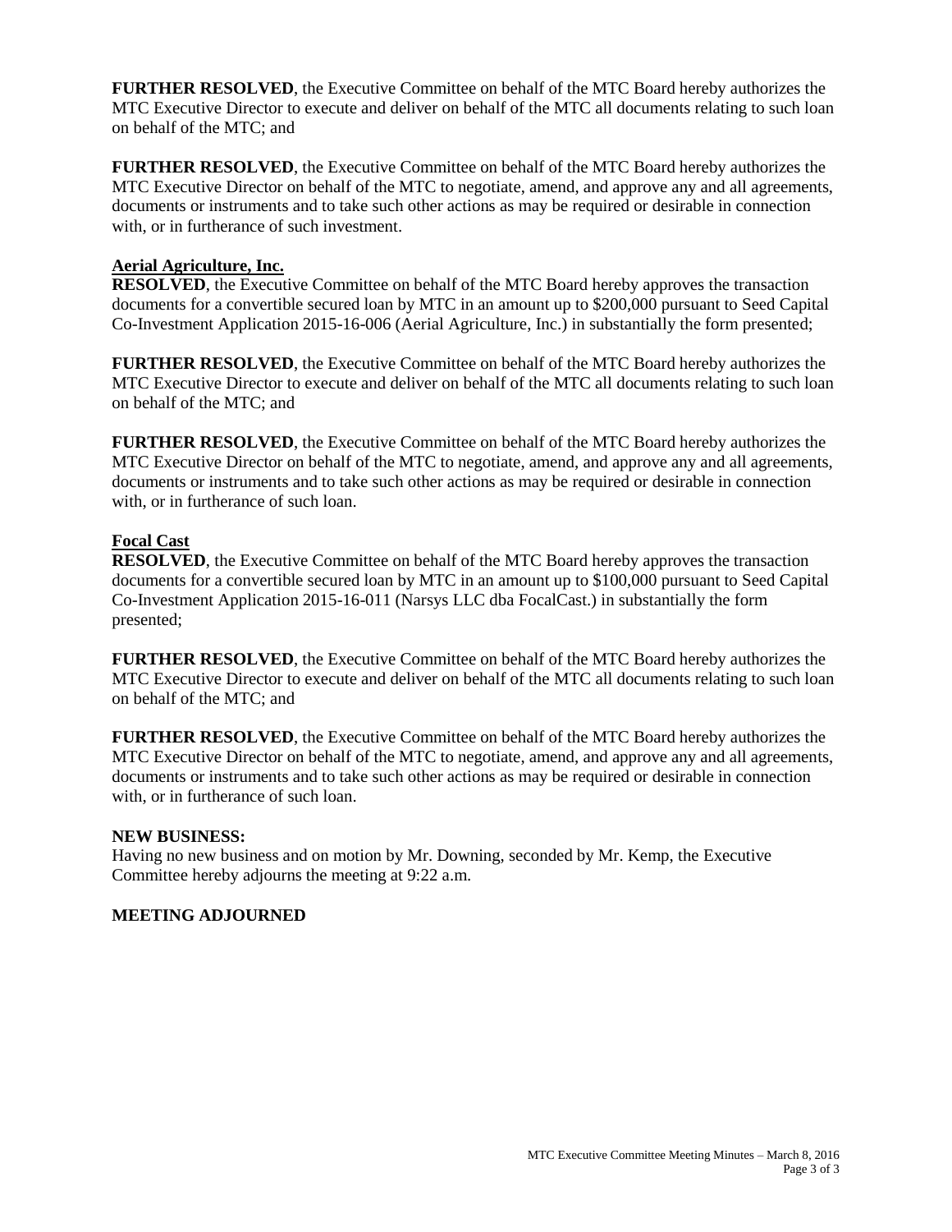**FURTHER RESOLVED**, the Executive Committee on behalf of the MTC Board hereby authorizes the MTC Executive Director to execute and deliver on behalf of the MTC all documents relating to such loan on behalf of the MTC; and

**FURTHER RESOLVED**, the Executive Committee on behalf of the MTC Board hereby authorizes the MTC Executive Director on behalf of the MTC to negotiate, amend, and approve any and all agreements, documents or instruments and to take such other actions as may be required or desirable in connection with, or in furtherance of such investment.

**Aerial Agriculture, Inc.**

**RESOLVED**, the Executive Committee on behalf of the MTC Board hereby approves the transaction documents for a convertible secured loan by MTC in an amount up to $200,000 pursuant to Seed Capital Co-Investment Application 2015-16-006 (Aerial Agriculture, Inc.) in substantially the form presented;

**FURTHER RESOLVED**, the Executive Committee on behalf of the MTC Board hereby authorizes the MTC Executive Director to execute and deliver on behalf of the MTC all documents relating to such loan on behalf of the MTC; and

**FURTHER RESOLVED**, the Executive Committee on behalf of the MTC Board hereby authorizes the MTC Executive Director on behalf of the MTC to negotiate, amend, and approve any and all agreements, documents or instruments and to take such other actions as may be required or desirable in connection with, or in furtherance of such loan.

**Focal Cast**

**RESOLVED**, the Executive Committee on behalf of the MTC Board hereby approves the transaction documents for a convertible secured loan by MTC in an amount up to $100,000 pursuant to Seed Capital Co-Investment Application 2015-16-011 (Narsys LLC dba FocalCast.) in substantially the form presented;

**FURTHER RESOLVED**, the Executive Committee on behalf of the MTC Board hereby authorizes the MTC Executive Director to execute and deliver on behalf of the MTC all documents relating to such loan on behalf of the MTC; and

**FURTHER RESOLVED**, the Executive Committee on behalf of the MTC Board hereby authorizes the MTC Executive Director on behalf of the MTC to negotiate, amend, and approve any and all agreements, documents or instruments and to take such other actions as may be required or desirable in connection with, or in furtherance of such loan.

**NEW BUSINESS:**

Having no new business and on motion by Mr. Downing, seconded by Mr. Kemp, the Executive Committee hereby adjourns the meeting at 9:22 a.m.

**MEETING ADJOURNED**